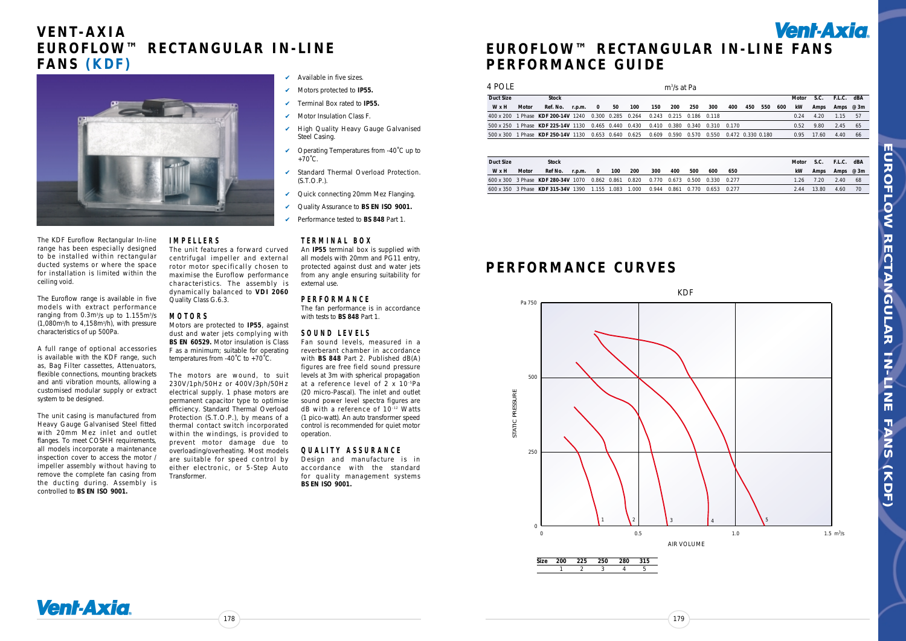# VENT-AXIA EUROFLOW™ RECTANGULAR IN-LINE FANS (KDF)

- ✔ Available in five sizes.
- ✔ Motors protected to **IP55.**
- ✔ Terminal Box rated to **IP55.**
- ✔ Motor Insulation Class F.
- ✔ High Quality Heavy Gauge Galvanised Steel Casing.
- ✔ Operating Temperatures from -40˚C up to +70˚C.
- ✔ Standard Thermal Overload Protection. (S.T.O.P.).
- ✔ Quick connecting 20mm Mez Flanging.
- ✔ Quality Assurance to **BS EN ISO 9001.**
- ✔ Performance tested to **BS 848** Part 1.

The KDF Euroflow Rectangular In-line range has been especially designed to be installed within rectangular ducted systems or where the space for installation is limited within the ceiling void.

The Euroflow range is available in five models with extract performance ranging from 0.3m³/s up to 1.155m³/s (1,080m³/h to 4,158m³/h), with pressure characteristics of up 500Pa.

A full range of optional accessories is available with the KDF range, such as, Bag Filter cassettes, Attenuators, flexible connections, mounting brackets and anti vibration mounts, allowing a customised modular supply or extract system to be designed.

The unit casing is manufactured from Heavy Gauge Galvanised Steel fitted with 20mm Mez inlet and outlet flanges. To meet COSHH requirements, all models incorporate a maintenance inspection cover to access the motor / impeller assembly without having to remove the complete fan casing from the ducting during. Assembly is controlled to **BS EN ISO 9001.**

## IMPELLERS

The unit features a forward curved centrifugal impeller and external rotor motor specifically chosen to maximise the Euroflow performance characteristics. The assembly is dynamically balanced to **VDI 2060** Quality Class G.6.3.

## MOTORS

Motors are protected to **IP55**, against dust and water jets complying with **BS EN 60529.** Motor insulation is Class F as a minimum; suitable for operating temperatures from -40˚C to +70˚C.

The motors are wound, to suit 230V/1ph/50Hz or 400V/3ph/50Hz electrical supply. 1 phase motors are permanent capacitor type to optimise efficiency. Standard Thermal Overload Protection (S.T.O.P.), by means of a thermal contact switch incorporated within the windings, is provided to prevent motor damage due to overloading/overheating. Most models are suitable for speed control by either electronic, or 5-Step Auto Transformer.

## TERMINAL BOX

An **IP55** terminal box is supplied with all models with 20mm and PG11 entry, protected against dust and water jets from any angle ensuring suitability for external use.

## PERFORMANCE

The fan performance is in accordance with tests to **BS 848** Part 1.

## SOUND LEVELS

Fan sound levels, measured in a reverberant chamber in accordance with **BS 848** Part 2. Published dB(A) figures are free field sound pressure levels at 3m with spherical propagation at a reference level of $2 \times 10^{-5}$Pa (20 micro-Pascal). The inlet and outlet sound power level spectra figures are dB with a reference of $10^{-12}$ Watts (1 pico-watt). An auto transformer speed control is recommended for quiet motor operation.

## QUALITY ASSURANCE

Design and manufacture is in accordance with the standard for quality management systems **BS EN ISO 9001.**

# EUROFLOW™ RECTANGULAR IN-LINE FANS PERFORMANCE GUIDE

4 POLE — m³/s at Pa

| Duct Size W x H | Motor | Stock Ref. No. | r.p.m. | 0 | 50 | 100 | 150 | 200 | 250 | 300 | 400 | 450 | 550 | 600 | Motor kW | S.C. Amps | F.L.C. Amps | dBA @3m |
|---|---|---|---|---|---|---|---|---|---|---|---|---|---|---|---|---|---|---|
| 400 x 200 | 1 Phase | KDF 200-14V | 1240 | 0.300 | 0.285 | 0.264 | 0.243 | 0.215 | 0.186 | 0.118 | | | | | 0.24 | 4.20 | 1.15 | 57 |
| 500 x 250 | 1 Phase | KDF 225-14V | 1130 | 0.465 | 0.440 | 0.430 | 0.410 | 0.380 | 0.340 | 0.310 | 0.170 | | | | 0.52 | 9.80 | 2.45 | 65 |
| 500 x 300 | 1 Phase | KDF 250-14V | 1130 | 0.653 | 0.640 | 0.625 | 0.609 | 0.590 | 0.570 | 0.550 | 0.472 | 0.330 | 0.180 | | 0.95 | 17.60 | 4.40 | 66 |

| Duct Size W x H | Motor | Stock Ref No. | r.p.m. | 0 | 100 | 200 | 300 | 400 | 500 | 600 | 650 | Motor kW | S.C. Amps | F.L.C. Amps | dBA @3m |
|---|---|---|---|---|---|---|---|---|---|---|---|---|---|---|---|
| 600 x 300 | 3 Phase | KDF 280-34V | 1070 | 0.862 | 0.861 | 0.820 | 0.770 | 0.673 | 0.500 | 0.330 | 0.277 | 1.26 | 7.20 | 2.40 | 68 |
| 600 x 350 | 3 Phase | KDF 315-34V | 1390 | 1.155 | 1.083 | 1.000 | 0.944 | 0.861 | 0.770 | 0.653 | 0.277 | 2.44 | 13.80 | 4.60 | 70 |

# PERFORMANCE CURVES

KDF

STATIC PRESSURE (Pa 0–750) vs AIR VOLUME (0–1.5 m³/s)

| Size | 200 | 225 | 250 | 280 | 315 |
|---|---|---|---|---|---|
| | 1 | 2 | 3 | 4 | 5 |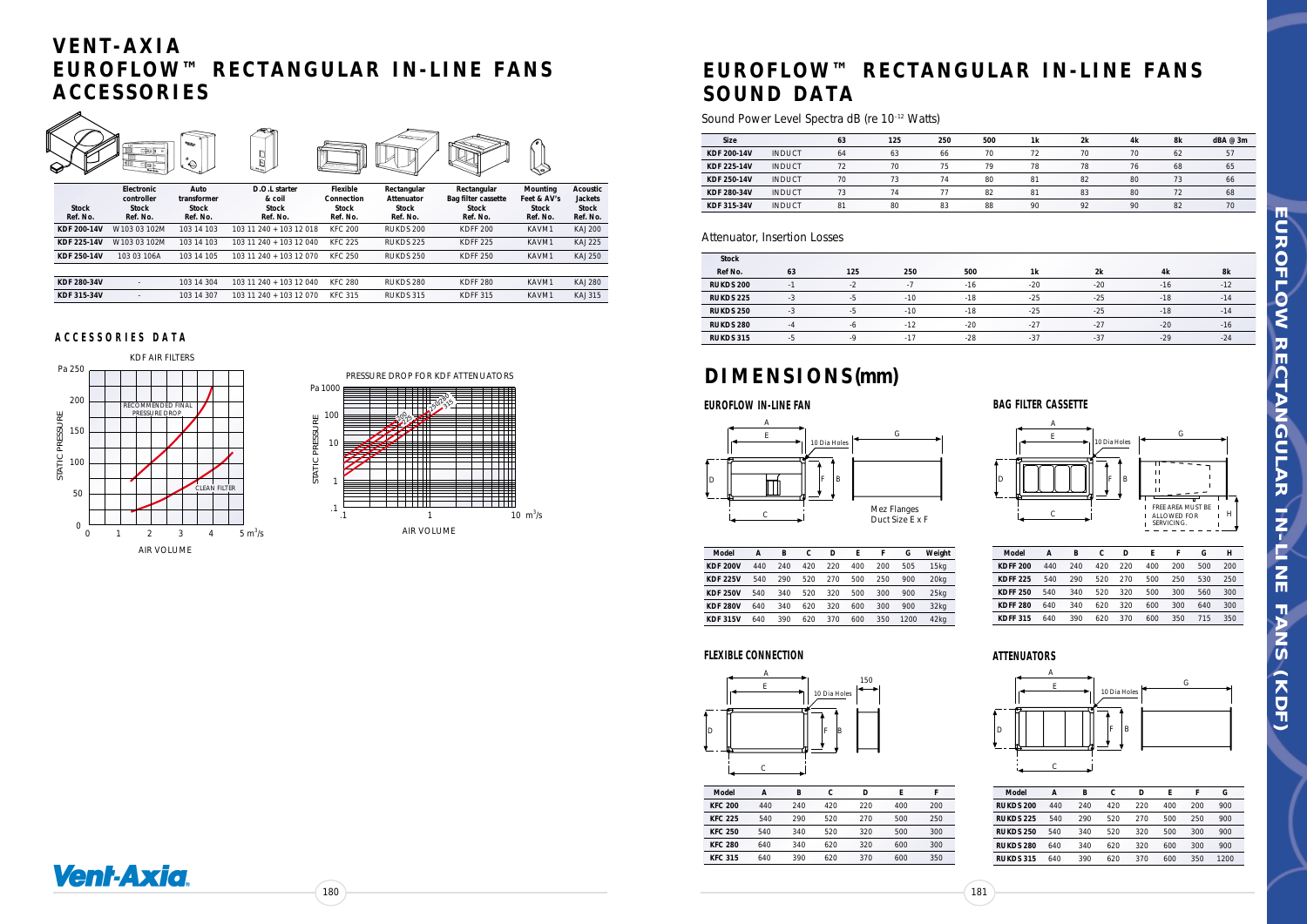# VENT-AXIA EUROFLOW™ RECTANGULAR IN-LINE FANS ACCESSORIES

| Stock Ref. No. | Electronic controller Stock Ref. No. | Auto transformer Stock Ref. No. | D.O.L starter & coil Stock Ref. No. | Flexible Connection Stock Ref. No. | Rectangular Attenuator Stock Ref. No. | Rectangular Bag filter cassette Stock Ref. No. | Mounting Feet & AV's Stock Ref. No. | Acoustic Jackets Stock Ref. No. |
|---|---|---|---|---|---|---|---|---|
| KDF 200-14V | W103 03 102M | 103 14 103 | 103 11 240 + 103 12 018 | KFC 200 | RUKDS 200 | KDFF 200 | KAVM1 | KAJ 200 |
| KDF 225-14V | W103 03 102M | 103 14 103 | 103 11 240 + 103 12 040 | KFC 225 | RUKDS 225 | KDFF 225 | KAVM1 | KAJ 225 |
| KDF 250-14V | 103 03 106A | 103 14 105 | 103 11 240 + 103 12 070 | KFC 250 | RUKDS 250 | KDFF 250 | KAVM1 | KAJ 250 |
| KDF 280-34V | - | 103 14 304 | 103 11 240 + 103 12 040 | KFC 280 | RUKDS 280 | KDFF 280 | KAVM1 | KAJ 280 |
| KDF 315-34V | - | 103 14 307 | 103 11 240 + 103 12 070 | KFC 315 | RUKDS 315 | KDFF 315 | KAVM1 | KAJ 315 |

## ACCESSORIES DATA

KDF AIR FILTERS

Pa 250
200
150
100
50
0
STATIC PRESSURE
RECOMMENDED FINAL PRESSURE DROP
CLEAN FILTER
0 1 2 3 4 5 m³/s
AIR VOLUME

PRESSURE DROP FOR KDF ATTENUATORS

Pa 1000
100
10
1
.1
STATIC PRESSURE
200 225 250 280 315
.1 1 10 m³/s
AIR VOLUME

# EUROFLOW™ RECTANGULAR IN-LINE FANS SOUND DATA

Sound Power Level Spectra dB (re $10^{-12}$ Watts)

| Size | | 63 | 125 | 250 | 500 | 1k | 2k | 4k | 8k | dBA @ 3m |
|---|---|---|---|---|---|---|---|---|---|---|
| KDF 200-14V | INDUCT | 64 | 63 | 66 | 70 | 72 | 70 | 70 | 62 | 57 |
| KDF 225-14V | INDUCT | 72 | 70 | 75 | 79 | 78 | 78 | 76 | 68 | 65 |
| KDF 250-14V | INDUCT | 70 | 73 | 74 | 80 | 81 | 82 | 80 | 73 | 66 |
| KDF 280-34V | INDUCT | 73 | 74 | 77 | 82 | 81 | 83 | 80 | 72 | 68 |
| KDF 315-34V | INDUCT | 81 | 80 | 83 | 88 | 90 | 92 | 90 | 82 | 70 |

Attenuator, Insertion Losses

| Stock Ref No. | 63 | 125 | 250 | 500 | 1k | 2k | 4k | 8k |
|---|---|---|---|---|---|---|---|---|
| RUKDS 200 | -1 | -2 | -7 | -16 | -20 | -20 | -16 | -12 |
| RUKDS 225 | -3 | -5 | -10 | -18 | -25 | -25 | -18 | -14 |
| RUKDS 250 | -3 | -5 | -10 | -18 | -25 | -25 | -18 | -14 |
| RUKDS 280 | -4 | -6 | -12 | -20 | -27 | -27 | -20 | -16 |
| RUKDS 315 | -5 | -9 | -17 | -28 | -37 | -37 | -29 | -24 |

# DIMENSIONS (mm)

### EUROFLOW IN-LINE FAN

A, E, 10 Dia Holes, G, D, F, B, C
Mez Flanges Duct Size E x F

| Model | A | B | C | D | E | F | G | Weight |
|---|---|---|---|---|---|---|---|---|
| KDF 200V | 440 | 240 | 420 | 220 | 400 | 200 | 505 | 15kg |
| KDF 225V | 540 | 290 | 520 | 270 | 500 | 250 | 900 | 20kg |
| KDF 250V | 540 | 340 | 520 | 320 | 500 | 300 | 900 | 25kg |
| KDF 280V | 640 | 340 | 620 | 320 | 600 | 300 | 900 | 32kg |
| KDF 315V | 640 | 390 | 620 | 370 | 600 | 350 | 1200 | 42kg |

### BAG FILTER CASSETTE

A, E, 10 Dia Holes, G, D, F, B, C, H
FREE AREA MUST BE ALLOWED FOR SERVICING.

| Model | A | B | C | D | E | F | G | H |
|---|---|---|---|---|---|---|---|---|
| KDFF 200 | 440 | 240 | 420 | 220 | 400 | 200 | 500 | 200 |
| KDFF 225 | 540 | 290 | 520 | 270 | 500 | 250 | 530 | 250 |
| KDFF 250 | 540 | 340 | 520 | 320 | 500 | 300 | 560 | 300 |
| KDFF 280 | 640 | 340 | 620 | 320 | 600 | 300 | 640 | 300 |
| KDFF 315 | 640 | 390 | 620 | 370 | 600 | 350 | 715 | 350 |

### FLEXIBLE CONNECTION

A, E, 10 Dia Holes, 150, D, F, B, C

| Model | A | B | C | D | E | F |
|---|---|---|---|---|---|---|
| KFC 200 | 440 | 240 | 420 | 220 | 400 | 200 |
| KFC 225 | 540 | 290 | 520 | 270 | 500 | 250 |
| KFC 250 | 540 | 340 | 520 | 320 | 500 | 300 |
| KFC 280 | 640 | 340 | 620 | 320 | 600 | 300 |
| KFC 315 | 640 | 390 | 620 | 370 | 600 | 350 |

### ATTENUATORS

A, E, 10 Dia Holes, G, D, F, B, C

| Model | A | B | C | D | E | F | G |
|---|---|---|---|---|---|---|---|
| RUKDS 200 | 440 | 240 | 420 | 220 | 400 | 200 | 900 |
| RUKDS 225 | 540 | 290 | 520 | 270 | 500 | 250 | 900 |
| RUKDS 250 | 540 | 340 | 520 | 320 | 500 | 300 | 900 |
| RUKDS 280 | 640 | 340 | 620 | 320 | 600 | 300 | 900 |
| RUKDS 315 | 640 | 390 | 620 | 370 | 600 | 350 | 1200 |